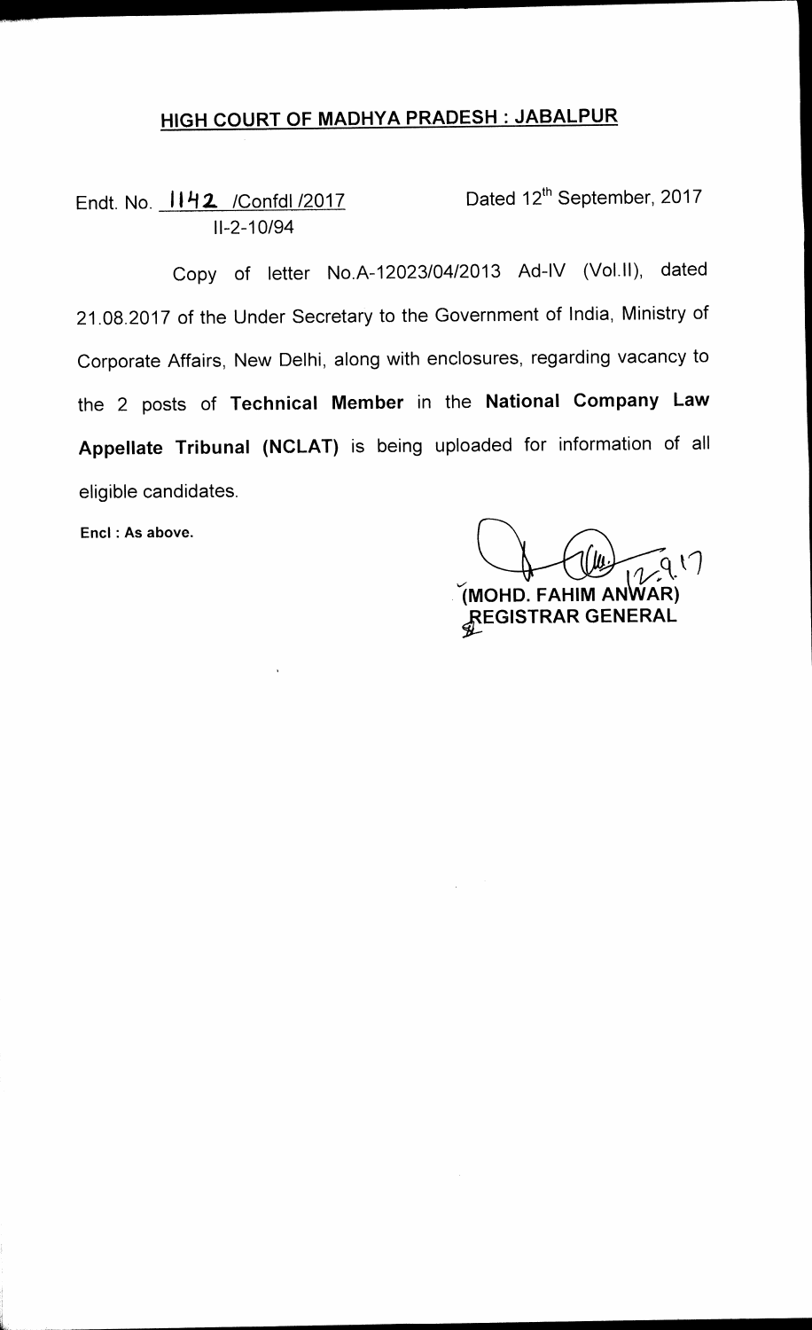## HIGH COURT OF MADHYA PRADESH : JABALPUR

Endt. No. 1142 /Confdl /2017 Dated 12th September, 2017
II-2-10/94

Copy of letter No.A-12023/04/2013 Ad-IV (Vol.II), dated 21.08.2017 of the Under Secretary to the Government of India, Ministry of Corporate Affairs, New Delhi, along with enclosures, regarding vacancy to the 2 posts of **Technical Member** in the **National Company Law Appellate Tribunal (NCLAT)** is being uploaded for information of all eligible candidates.

**Encl : As above.**

12.9.17

**(MOHD. FAHIM ANWAR)**
**REGISTRAR GENERAL**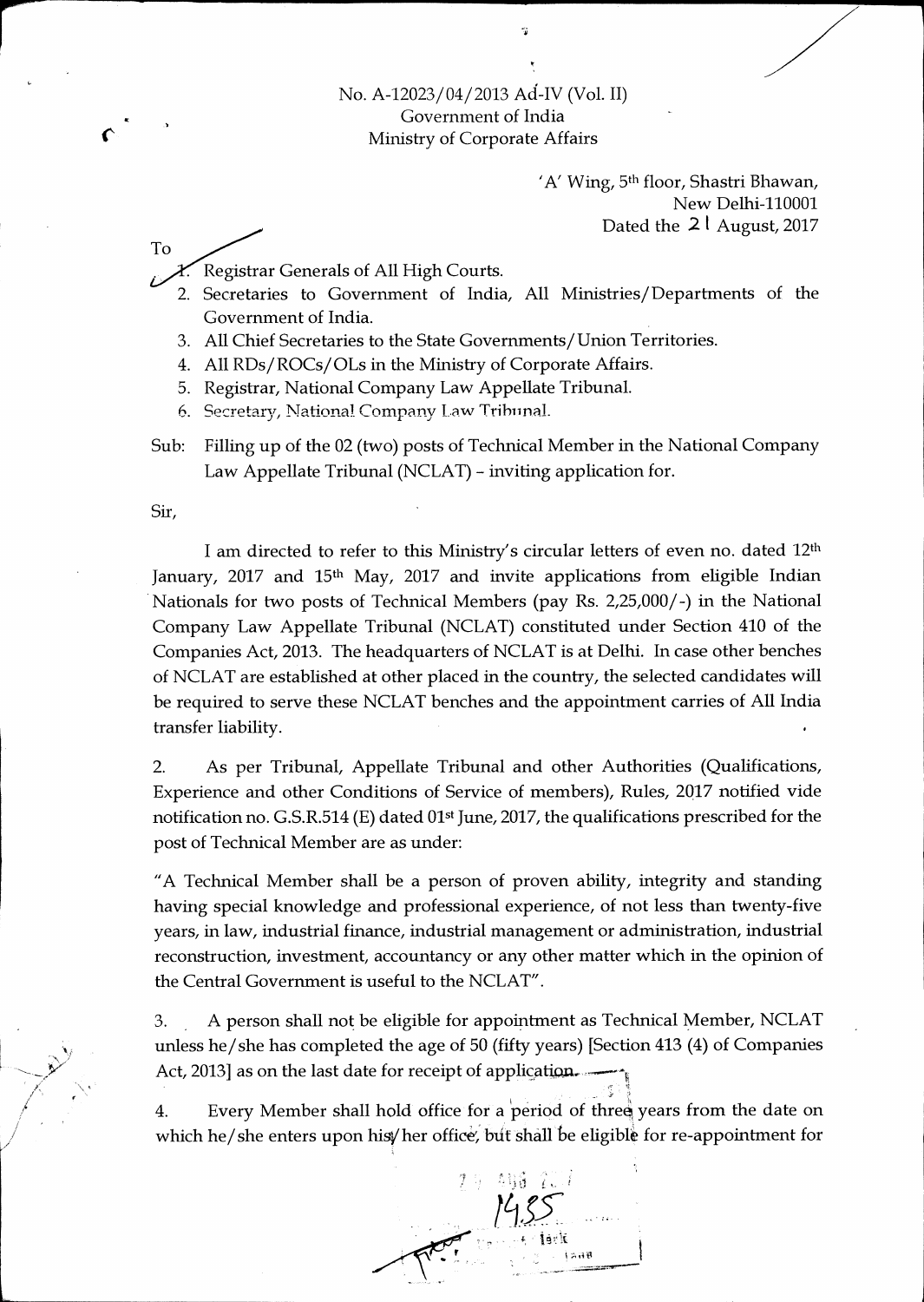No. A-12023/04/2013 Ad-IV (Vol. II)
Government of India
Ministry of Corporate Affairs

'A' Wing, 5th floor, Shastri Bhawan,
New Delhi-110001
Dated the 21 August, 2017

To

1. Registrar Generals of All High Courts.
2. Secretaries to Government of India, All Ministries/Departments of the Government of India.
3. All Chief Secretaries to the State Governments/Union Territories.
4. All RDs/ROCs/OLs in the Ministry of Corporate Affairs.
5. Registrar, National Company Law Appellate Tribunal.
6. Secretary, National Company Law Tribunal.

Sub: Filling up of the 02 (two) posts of Technical Member in the National Company Law Appellate Tribunal (NCLAT) – inviting application for.

Sir,

I am directed to refer to this Ministry's circular letters of even no. dated 12th January, 2017 and 15th May, 2017 and invite applications from eligible Indian Nationals for two posts of Technical Members (pay Rs. 2,25,000/-) in the National Company Law Appellate Tribunal (NCLAT) constituted under Section 410 of the Companies Act, 2013. The headquarters of NCLAT is at Delhi. In case other benches of NCLAT are established at other placed in the country, the selected candidates will be required to serve these NCLAT benches and the appointment carries of All India transfer liability.

2. As per Tribunal, Appellate Tribunal and other Authorities (Qualifications, Experience and other Conditions of Service of members), Rules, 2017 notified vide notification no. G.S.R.514 (E) dated 01st June, 2017, the qualifications prescribed for the post of Technical Member are as under:

"A Technical Member shall be a person of proven ability, integrity and standing having special knowledge and professional experience, of not less than twenty-five years, in law, industrial finance, industrial management or administration, industrial reconstruction, investment, accountancy or any other matter which in the opinion of the Central Government is useful to the NCLAT".

3. A person shall not be eligible for appointment as Technical Member, NCLAT unless he/she has completed the age of 50 (fifty years) [Section 413 (4) of Companies Act, 2013] as on the last date for receipt of application.

4. Every Member shall hold office for a period of three years from the date on which he/she enters upon his/her office, but shall be eligible for re-appointment for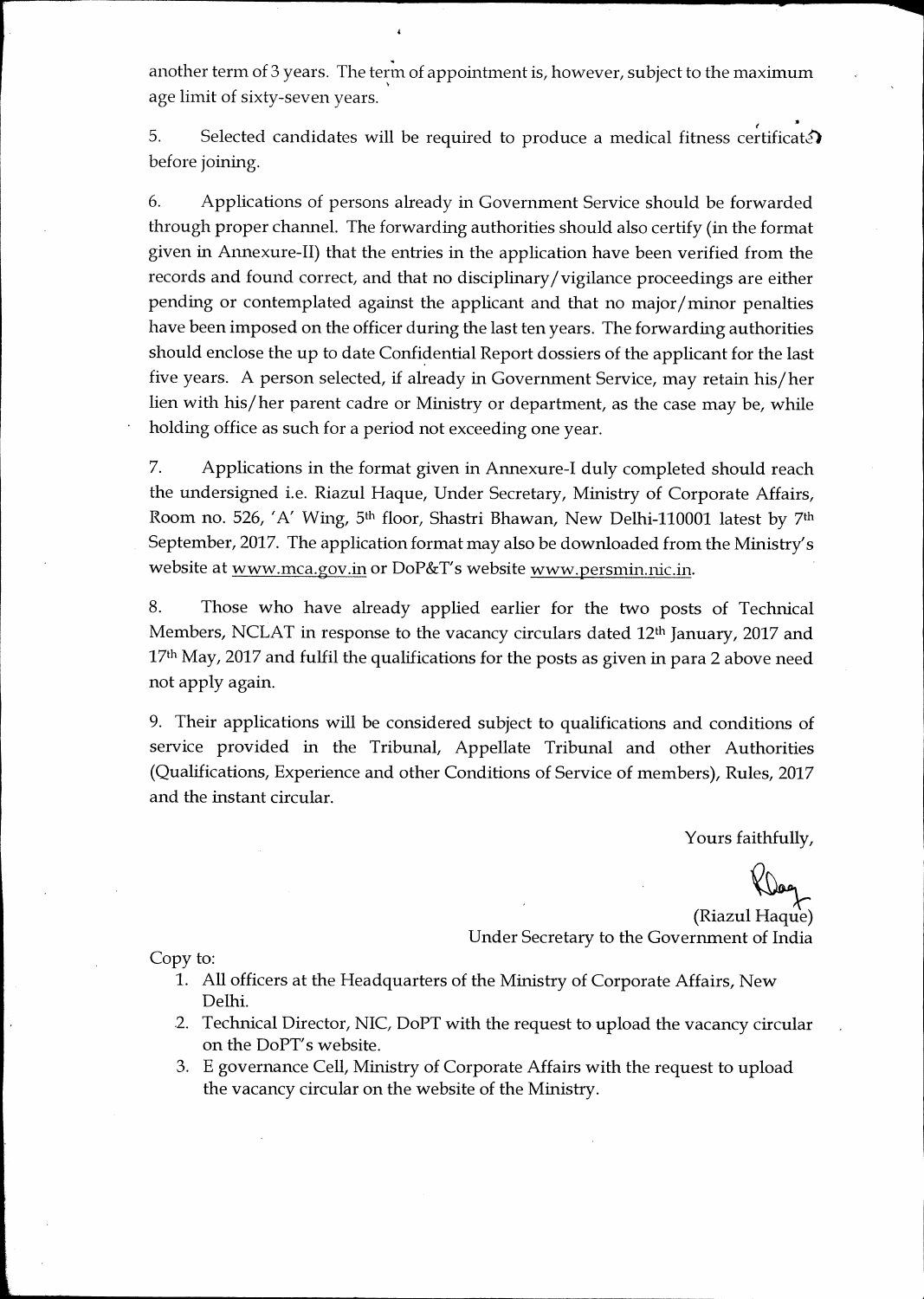another term of 3 years. The term of appointment is, however, subject to the maximum age limit of sixty-seven years.

5. Selected candidates will be required to produce a medical fitness certificate before joining.

6. Applications of persons already in Government Service should be forwarded through proper channel. The forwarding authorities should also certify (in the format given in Annexure-II) that the entries in the application have been verified from the records and found correct, and that no disciplinary/vigilance proceedings are either pending or contemplated against the applicant and that no major/minor penalties have been imposed on the officer during the last ten years. The forwarding authorities should enclose the up to date Confidential Report dossiers of the applicant for the last five years. A person selected, if already in Government Service, may retain his/her lien with his/her parent cadre or Ministry or department, as the case may be, while holding office as such for a period not exceeding one year.

7. Applications in the format given in Annexure-I duly completed should reach the undersigned i.e. Riazul Haque, Under Secretary, Ministry of Corporate Affairs, Room no. 526, 'A' Wing, 5th floor, Shastri Bhawan, New Delhi-110001 latest by 7th September, 2017. The application format may also be downloaded from the Ministry's website at www.mca.gov.in or DoP&T's website www.persmin.nic.in.

8. Those who have already applied earlier for the two posts of Technical Members, NCLAT in response to the vacancy circulars dated 12th January, 2017 and 17th May, 2017 and fulfil the qualifications for the posts as given in para 2 above need not apply again.

9. Their applications will be considered subject to qualifications and conditions of service provided in the Tribunal, Appellate Tribunal and other Authorities (Qualifications, Experience and other Conditions of Service of members), Rules, 2017 and the instant circular.

Yours faithfully,

(Riazul Haque)
Under Secretary to the Government of India

Copy to:

1. All officers at the Headquarters of the Ministry of Corporate Affairs, New Delhi.
2. Technical Director, NIC, DoPT with the request to upload the vacancy circular on the DoPT's website.
3. E governance Cell, Ministry of Corporate Affairs with the request to upload the vacancy circular on the website of the Ministry.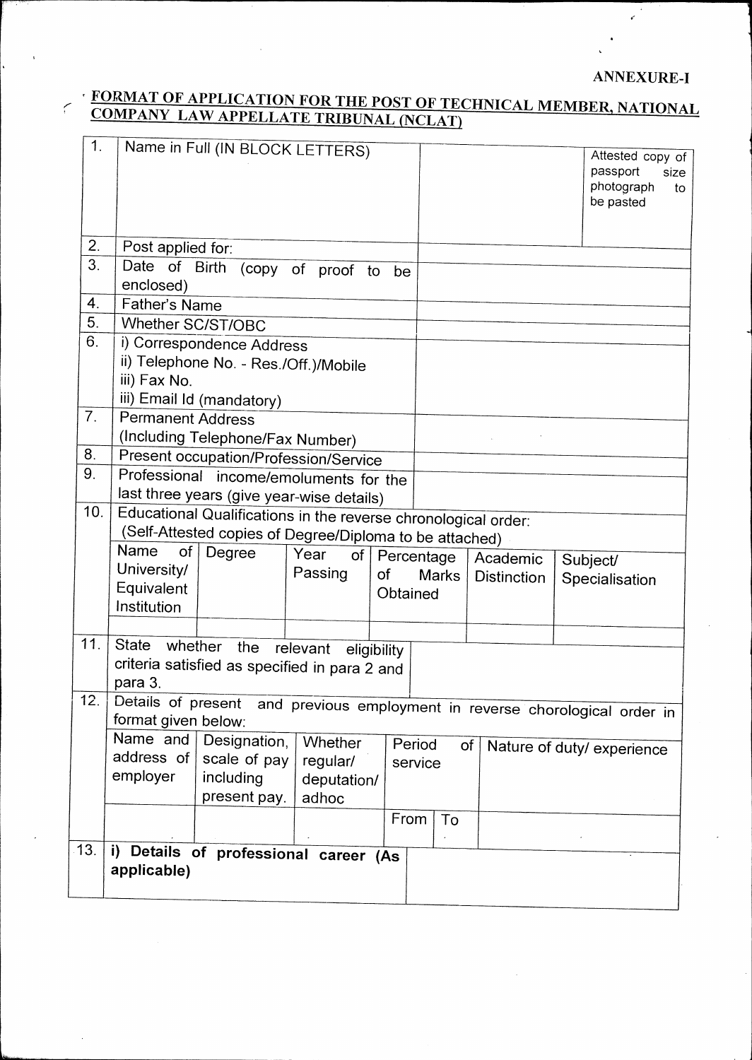ANNEXURE-I

## FORMAT OF APPLICATION FOR THE POST OF TECHNICAL MEMBER, NATIONAL COMPANY LAW APPELLATE TRIBUNAL (NCLAT)

| | | | |
|---|---|---|---|
| 1. | Name in Full (IN BLOCK LETTERS) | | Attested copy of passport size photograph to be pasted |
| 2. | Post applied for: | | |
| 3. | Date of Birth (copy of proof to be enclosed) | | |
| 4. | Father's Name | | |
| 5. | Whether SC/ST/OBC | | |
| 6. | i) Correspondence Address<br>ii) Telephone No. - Res./Off.)/Mobile<br>iii) Fax No.<br>iii) Email Id (mandatory) | | |
| 7. | Permanent Address<br>(Including Telephone/Fax Number) | | |
| 8. | Present occupation/Profession/Service | | |
| 9. | Professional income/emoluments for the last three years (give year-wise details) | | |

10. Educational Qualifications in the reverse chronological order:
(Self-Attested copies of Degree/Diploma to be attached)

| Name of University/ Equivalent Institution | Degree | Year of Passing | Percentage of Marks Obtained | Academic Distinction | Subject/ Specialisation |
|---|---|---|---|---|---|
| | | | | | |

| | | |
|---|---|---|
| 11. | State whether the relevant eligibility criteria satisfied as specified in para 2 and para 3. | |

12. Details of present and previous employment in reverse chorological order in format given below:

| Name and address of employer | Designation, scale of pay including present pay. | Whether regular/ deputation/ adhoc | Period of service | | Nature of duty/ experience |
|---|---|---|---|---|---|
| | | | From | To | |

| | | |
|---|---|---|
| 13. | **i) Details of professional career (As applicable)** | |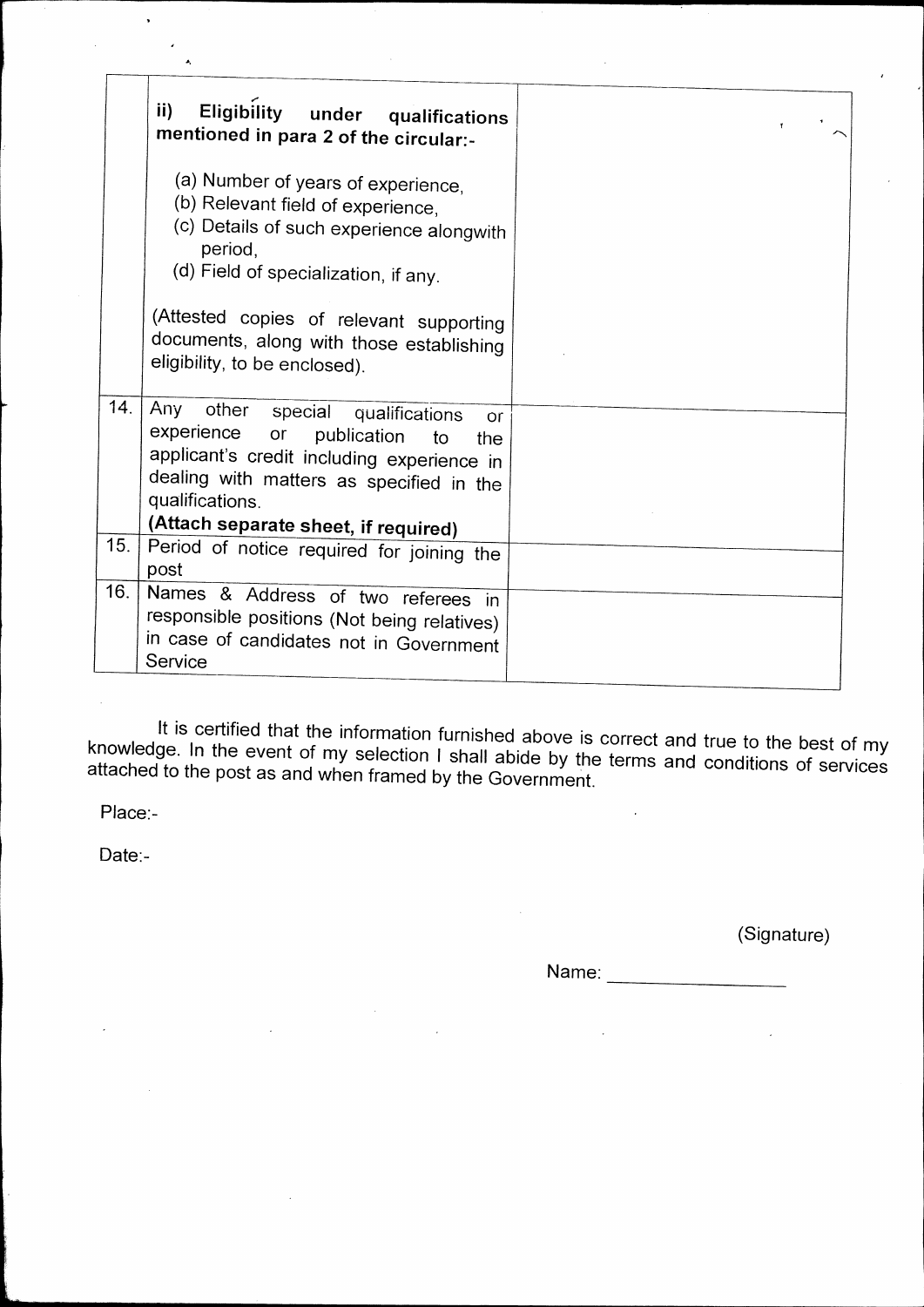| | | |
|---|---|---|
| | **ii) Eligibility under qualifications mentioned in para 2 of the circular:-**<br><br>(a) Number of years of experience,<br>(b) Relevant field of experience,<br>(c) Details of such experience alongwith period,<br>(d) Field of specialization, if any.<br><br>(Attested copies of relevant supporting documents, along with those establishing eligibility, to be enclosed). | |
| 14. | Any other special qualifications or experience or publication to the applicant's credit including experience in dealing with matters as specified in the qualifications.<br>**(Attach separate sheet, if required)** | |
| 15. | Period of notice required for joining the post | |
| 16. | Names & Address of two referees in responsible positions (Not being relatives) in case of candidates not in Government Service | |

It is certified that the information furnished above is correct and true to the best of my knowledge. In the event of my selection I shall abide by the terms and conditions of services attached to the post as and when framed by the Government.

Place:-

Date:-

(Signature)

Name: ________________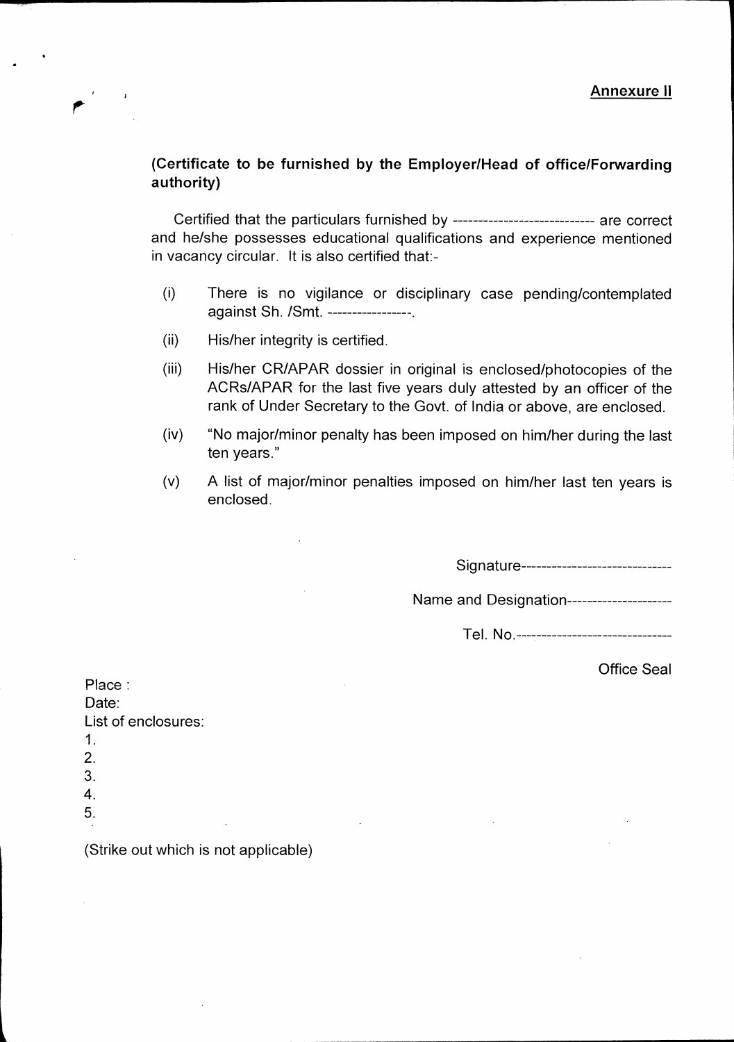**Annexure II**

**(Certificate to be furnished by the Employer/Head of office/Forwarding authority)**

Certified that the particulars furnished by ---------------------------- are correct and he/she possesses educational qualifications and experience mentioned in vacancy circular. It is also certified that:-

(i) There is no vigilance or disciplinary case pending/contemplated against Sh. /Smt. -----------------.

(ii) His/her integrity is certified.

(iii) His/her CR/APAR dossier in original is enclosed/photocopies of the ACRs/APAR for the last five years duly attested by an officer of the rank of Under Secretary to the Govt. of India or above, are enclosed.

(iv) "No major/minor penalty has been imposed on him/her during the last ten years."

(v) A list of major/minor penalties imposed on him/her last ten years is enclosed.

Signature------------------------------

Name and Designation---------------------

Tel. No.-------------------------------

Office Seal

Place :
Date:
List of enclosures:
1.
2.
3.
4.
5.

(Strike out which is not applicable)